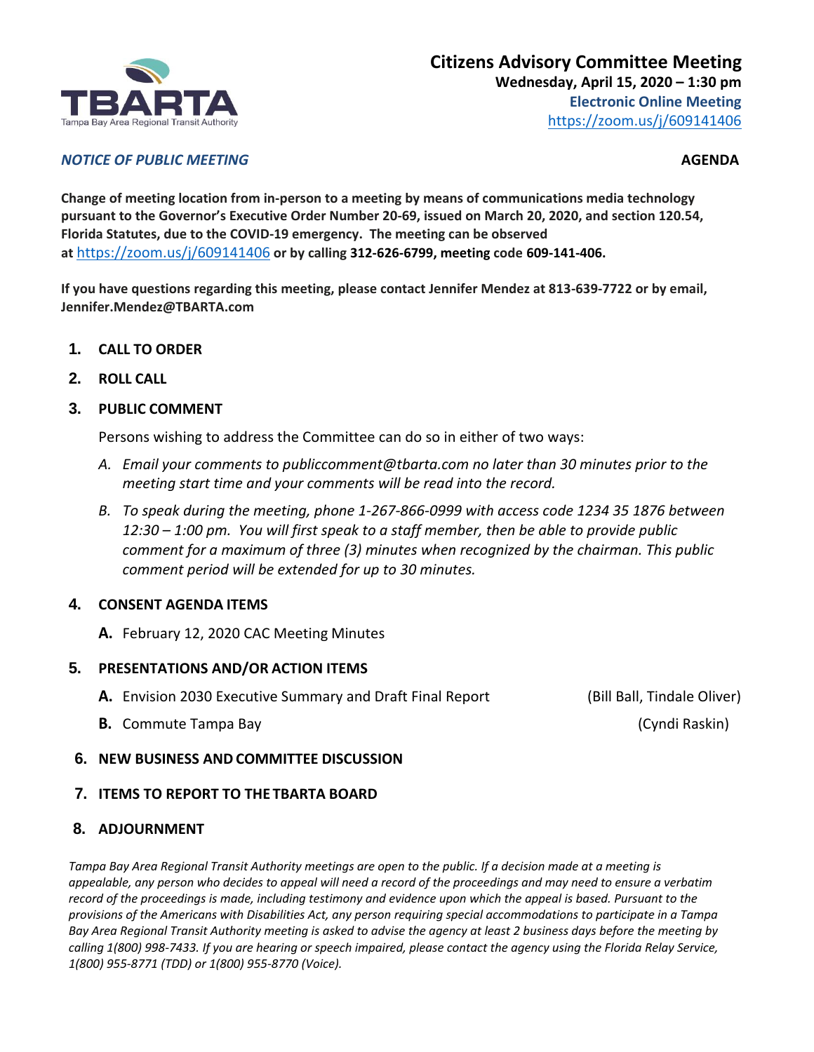TBARTA

Tampa Bay Area Regional Transit Authority

# Citizens Advisory Committee Meeting

**Wednesday, April 15, 2020 – 1:30 pm**

**Electronic Online Meeting**

https://zoom.us/j/609141406

***NOTICE OF PUBLIC MEETING*** **AGENDA**

**Change of meeting location from in-person to a meeting by means of communications media technology pursuant to the Governor's Executive Order Number 20-69, issued on March 20, 2020, and section 120.54, Florida Statutes, due to the COVID-19 emergency. The meeting can be observed at** https://zoom.us/j/609141406 **or by calling 312-626-6799, meeting code 609-141-406.**

**If you have questions regarding this meeting, please contact Jennifer Mendez at 813-639-7722 or by email, Jennifer.Mendez@TBARTA.com**

1. **CALL TO ORDER**
2. **ROLL CALL**
3. **PUBLIC COMMENT**

   Persons wishing to address the Committee can do so in either of two ways:

   A. *Email your comments to publiccomment@tbarta.com no later than 30 minutes prior to the meeting start time and your comments will be read into the record.*

   B. *To speak during the meeting, phone 1-267-866-0999 with access code 1234 35 1876 between 12:30 – 1:00 pm. You will first speak to a staff member, then be able to provide public comment for a maximum of three (3) minutes when recognized by the chairman. This public comment period will be extended for up to 30 minutes.*

4. **CONSENT AGENDA ITEMS**

   **A.** February 12, 2020 CAC Meeting Minutes

5. **PRESENTATIONS AND/OR ACTION ITEMS**

   **A.** Envision 2030 Executive Summary and Draft Final Report (Bill Ball, Tindale Oliver)

   **B.** Commute Tampa Bay (Cyndi Raskin)

6. **NEW BUSINESS AND COMMITTEE DISCUSSION**
7. **ITEMS TO REPORT TO THE TBARTA BOARD**
8. **ADJOURNMENT**

*Tampa Bay Area Regional Transit Authority meetings are open to the public. If a decision made at a meeting is appealable, any person who decides to appeal will need a record of the proceedings and may need to ensure a verbatim record of the proceedings is made, including testimony and evidence upon which the appeal is based. Pursuant to the provisions of the Americans with Disabilities Act, any person requiring special accommodations to participate in a Tampa Bay Area Regional Transit Authority meeting is asked to advise the agency at least 2 business days before the meeting by calling 1(800) 998-7433. If you are hearing or speech impaired, please contact the agency using the Florida Relay Service, 1(800) 955-8771 (TDD) or 1(800) 955-8770 (Voice).*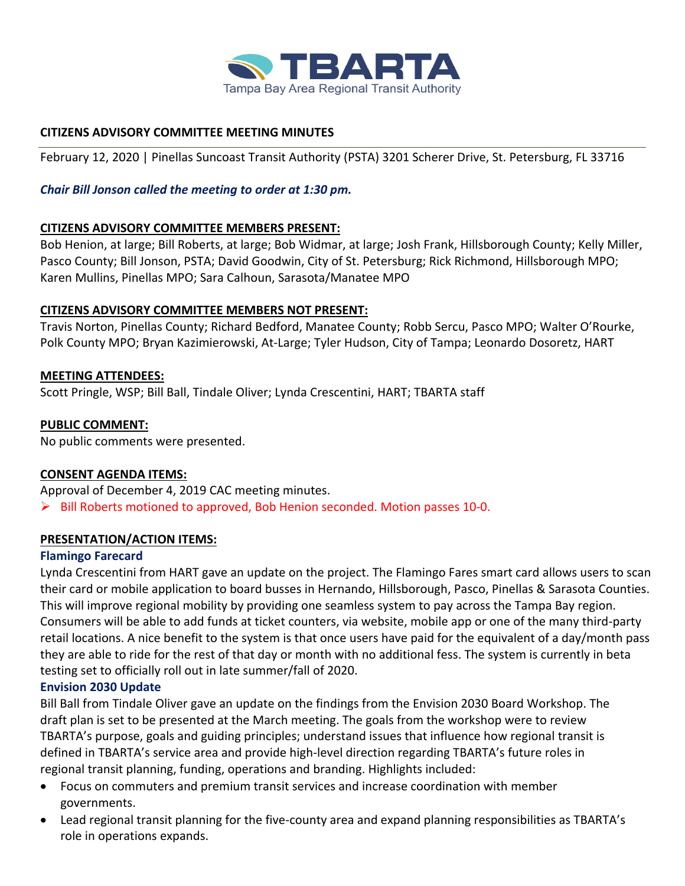TBARTA
Tampa Bay Area Regional Transit Authority

**CITIZENS ADVISORY COMMITTEE MEETING MINUTES**

February 12, 2020 | Pinellas Suncoast Transit Authority (PSTA) 3201 Scherer Drive, St. Petersburg, FL 33716

***Chair Bill Jonson called the meeting to order at 1:30 pm.***

**CITIZENS ADVISORY COMMITTEE MEMBERS PRESENT:**

Bob Henion, at large; Bill Roberts, at large; Bob Widmar, at large; Josh Frank, Hillsborough County; Kelly Miller, Pasco County; Bill Jonson, PSTA; David Goodwin, City of St. Petersburg; Rick Richmond, Hillsborough MPO; Karen Mullins, Pinellas MPO; Sara Calhoun, Sarasota/Manatee MPO

**CITIZENS ADVISORY COMMITTEE MEMBERS NOT PRESENT:**

Travis Norton, Pinellas County; Richard Bedford, Manatee County; Robb Sercu, Pasco MPO; Walter O'Rourke, Polk County MPO; Bryan Kazimierowski, At-Large; Tyler Hudson, City of Tampa; Leonardo Dosoretz, HART

**MEETING ATTENDEES:**

Scott Pringle, WSP; Bill Ball, Tindale Oliver; Lynda Crescentini, HART; TBARTA staff

**PUBLIC COMMENT:**

No public comments were presented.

**CONSENT AGENDA ITEMS:**

Approval of December 4, 2019 CAC meeting minutes.

- Bill Roberts motioned to approved, Bob Henion seconded. Motion passes 10-0.

**PRESENTATION/ACTION ITEMS:**

**Flamingo Farecard**

Lynda Crescentini from HART gave an update on the project. The Flamingo Fares smart card allows users to scan their card or mobile application to board busses in Hernando, Hillsborough, Pasco, Pinellas & Sarasota Counties. This will improve regional mobility by providing one seamless system to pay across the Tampa Bay region. Consumers will be able to add funds at ticket counters, via website, mobile app or one of the many third-party retail locations. A nice benefit to the system is that once users have paid for the equivalent of a day/month pass they are able to ride for the rest of that day or month with no additional fess. The system is currently in beta testing set to officially roll out in late summer/fall of 2020.

**Envision 2030 Update**

Bill Ball from Tindale Oliver gave an update on the findings from the Envision 2030 Board Workshop. The draft plan is set to be presented at the March meeting. The goals from the workshop were to review TBARTA's purpose, goals and guiding principles; understand issues that influence how regional transit is defined in TBARTA's service area and provide high-level direction regarding TBARTA's future roles in regional transit planning, funding, operations and branding. Highlights included:

- Focus on commuters and premium transit services and increase coordination with member governments.
- Lead regional transit planning for the five-county area and expand planning responsibilities as TBARTA's role in operations expands.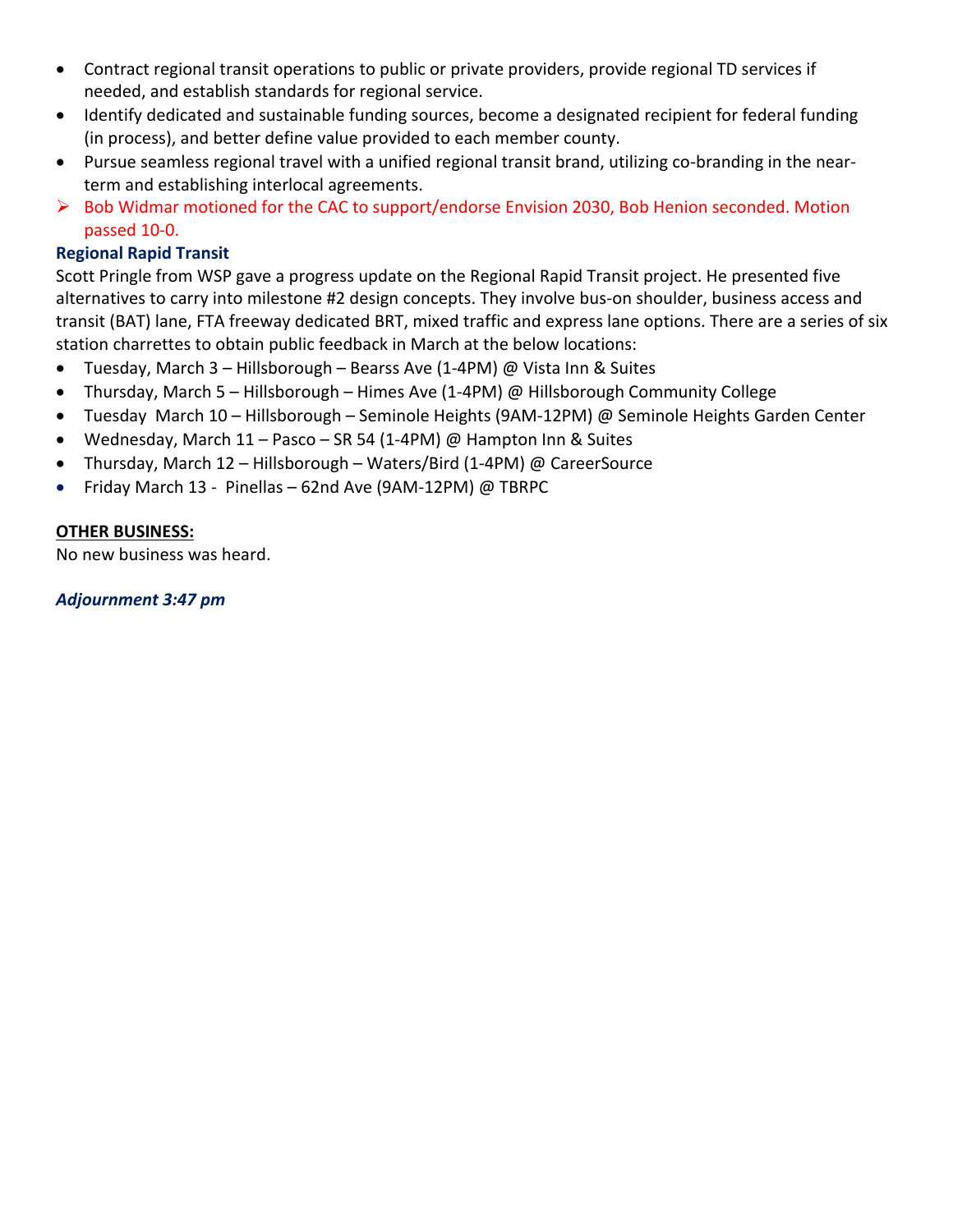- Contract regional transit operations to public or private providers, provide regional TD services if needed, and establish standards for regional service.
- Identify dedicated and sustainable funding sources, become a designated recipient for federal funding (in process), and better define value provided to each member county.
- Pursue seamless regional travel with a unified regional transit brand, utilizing co-branding in the near-term and establishing interlocal agreements.

➢ Bob Widmar motioned for the CAC to support/endorse Envision 2030, Bob Henion seconded. Motion passed 10-0.

**Regional Rapid Transit**

Scott Pringle from WSP gave a progress update on the Regional Rapid Transit project. He presented five alternatives to carry into milestone #2 design concepts. They involve bus-on shoulder, business access and transit (BAT) lane, FTA freeway dedicated BRT, mixed traffic and express lane options. There are a series of six station charrettes to obtain public feedback in March at the below locations:

- Tuesday, March 3 – Hillsborough – Bearss Ave (1-4PM) @ Vista Inn & Suites
- Thursday, March 5 – Hillsborough – Himes Ave (1-4PM) @ Hillsborough Community College
- Tuesday  March 10 – Hillsborough – Seminole Heights (9AM-12PM) @ Seminole Heights Garden Center
- Wednesday, March 11 – Pasco – SR 54 (1-4PM) @ Hampton Inn & Suites
- Thursday, March 12 – Hillsborough – Waters/Bird (1-4PM) @ CareerSource
- Friday March 13 -  Pinellas – 62nd Ave (9AM-12PM) @ TBRPC

**OTHER BUSINESS:**

No new business was heard.

***Adjournment 3:47 pm***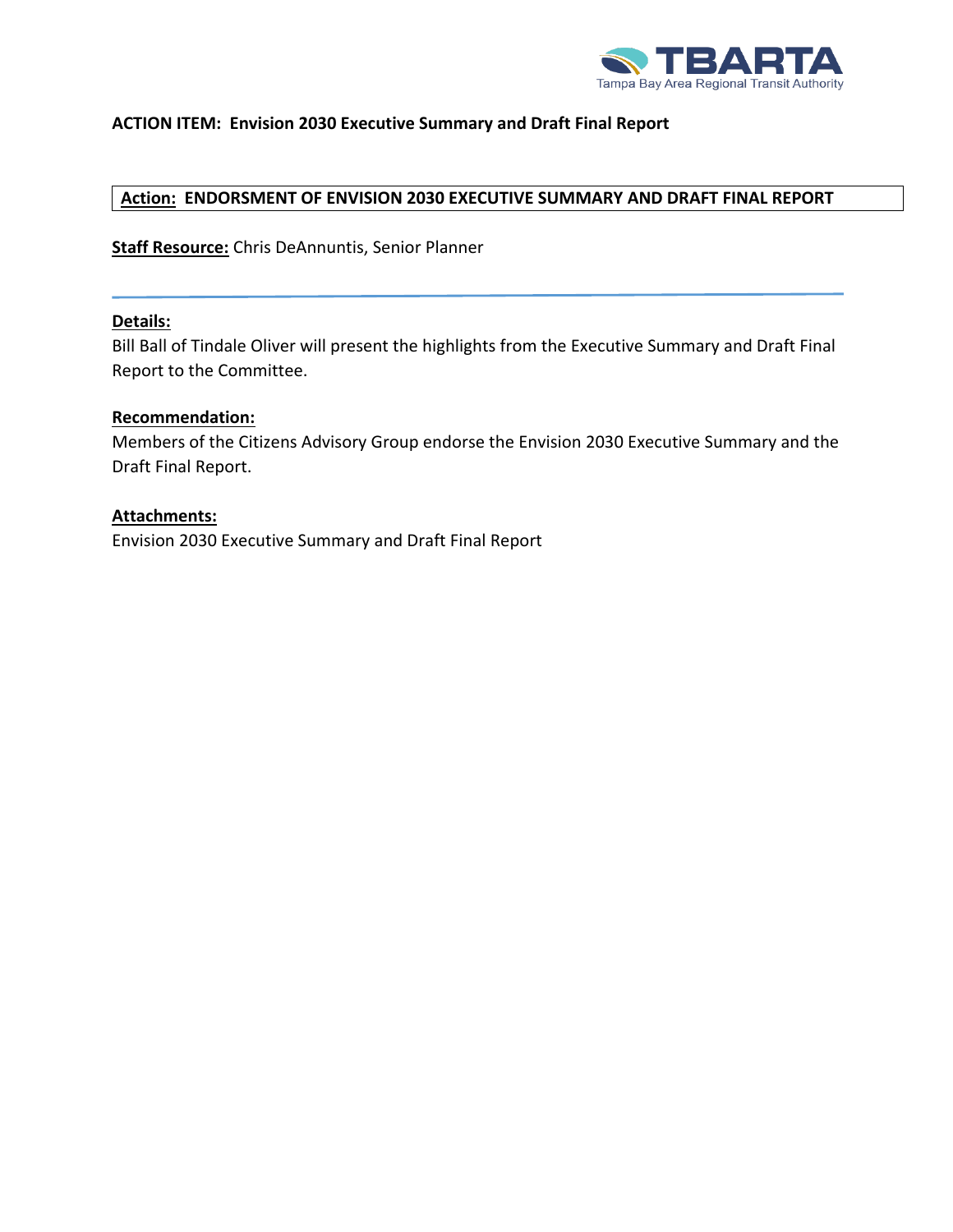TBARTA
Tampa Bay Area Regional Transit Authority

**ACTION ITEM: Envision 2030 Executive Summary and Draft Final Report**

**<u>Action:</u> ENDORSMENT OF ENVISION 2030 EXECUTIVE SUMMARY AND DRAFT FINAL REPORT**

**<u>Staff Resource:</u>** Chris DeAnnuntis, Senior Planner

---

**<u>Details:</u>**
Bill Ball of Tindale Oliver will present the highlights from the Executive Summary and Draft Final Report to the Committee.

**<u>Recommendation:</u>**
Members of the Citizens Advisory Group endorse the Envision 2030 Executive Summary and the Draft Final Report.

**<u>Attachments:</u>**
Envision 2030 Executive Summary and Draft Final Report